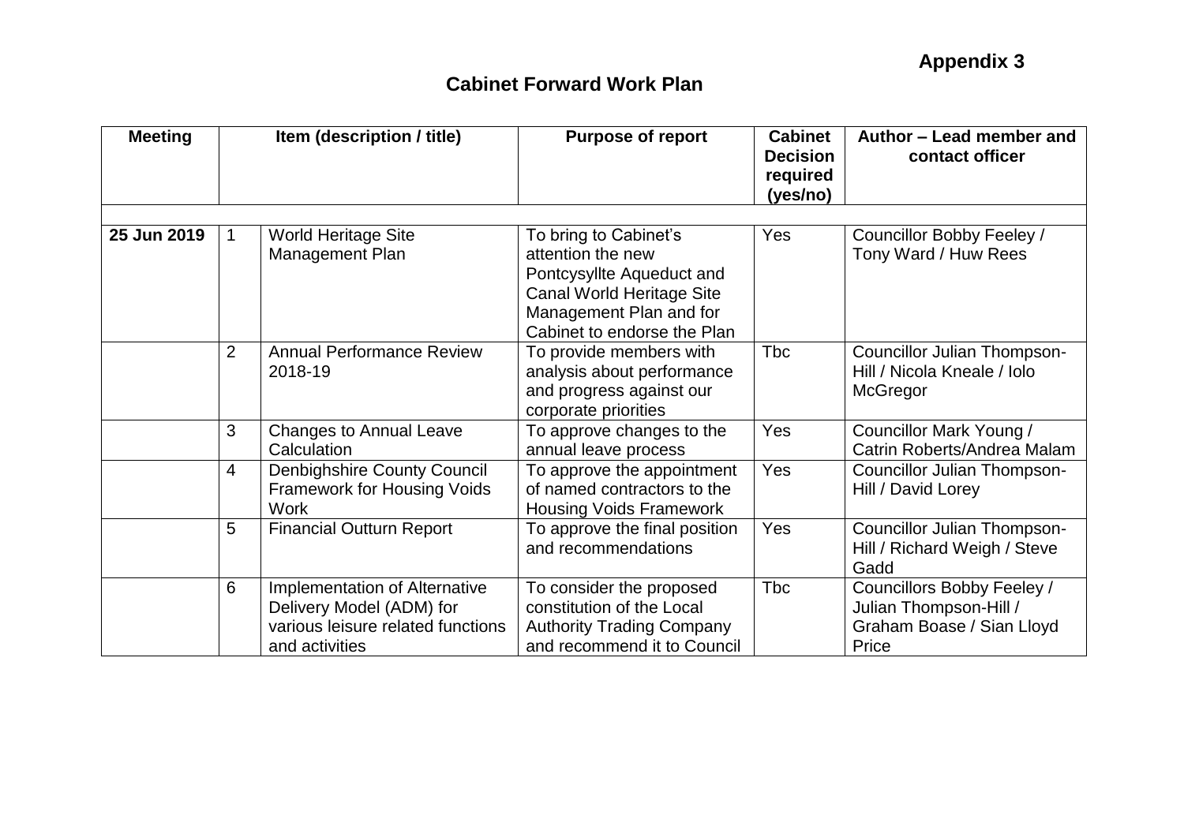**Appendix 3**

# Cabinet Forward Work Plan

| Meeting | | Item (description / title) | Purpose of report | Cabinet Decision required (yes/no) | Author – Lead member and contact officer |
|---|---|---|---|---|---|
| | | | | | |
| **25 Jun 2019** | 1 | World Heritage Site Management Plan | To bring to Cabinet's attention the new Pontcysyllte Aqueduct and Canal World Heritage Site Management Plan and for Cabinet to endorse the Plan | Yes | Councillor Bobby Feeley / Tony Ward / Huw Rees |
| | 2 | Annual Performance Review 2018-19 | To provide members with analysis about performance and progress against our corporate priorities | Tbc | Councillor Julian Thompson-Hill / Nicola Kneale / Iolo McGregor |
| | 3 | Changes to Annual Leave Calculation | To approve changes to the annual leave process | Yes | Councillor Mark Young / Catrin Roberts/Andrea Malam |
| | 4 | Denbighshire County Council Framework for Housing Voids Work | To approve the appointment of named contractors to the Housing Voids Framework | Yes | Councillor Julian Thompson-Hill / David Lorey |
| | 5 | Financial Outturn Report | To approve the final position and recommendations | Yes | Councillor Julian Thompson-Hill / Richard Weigh / Steve Gadd |
| | 6 | Implementation of Alternative Delivery Model (ADM) for various leisure related functions and activities | To consider the proposed constitution of the Local Authority Trading Company and recommend it to Council | Tbc | Councillors Bobby Feeley / Julian Thompson-Hill / Graham Boase / Sian Lloyd Price |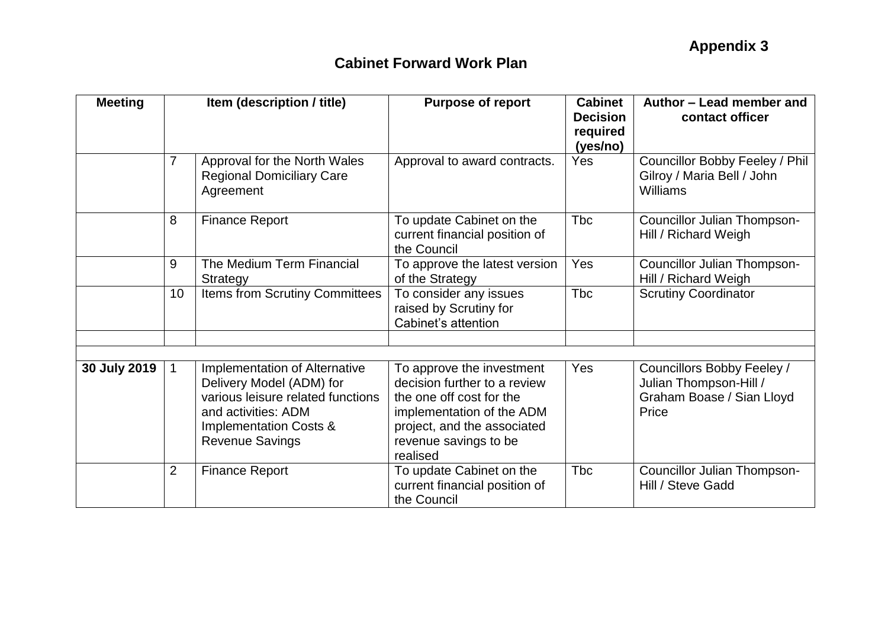**Appendix 3**

## Cabinet Forward Work Plan

| Meeting | Item (description / title) | | Purpose of report | Cabinet Decision required (yes/no) | Author – Lead member and contact officer |
|---|---|---|---|---|---|
| | 7 | Approval for the North Wales Regional Domiciliary Care Agreement | Approval to award contracts. | Yes | Councillor Bobby Feeley / Phil Gilroy / Maria Bell / John Williams |
| | 8 | Finance Report | To update Cabinet on the current financial position of the Council | Tbc | Councillor Julian Thompson-Hill / Richard Weigh |
| | 9 | The Medium Term Financial Strategy | To approve the latest version of the Strategy | Yes | Councillor Julian Thompson-Hill / Richard Weigh |
| | 10 | Items from Scrutiny Committees | To consider any issues raised by Scrutiny for Cabinet's attention | Tbc | Scrutiny Coordinator |
| | | | | | |
| | | | | | |
| **30 July 2019** | 1 | Implementation of Alternative Delivery Model (ADM) for various leisure related functions and activities: ADM Implementation Costs & Revenue Savings | To approve the investment decision further to a review the one off cost for the implementation of the ADM project, and the associated revenue savings to be realised | Yes | Councillors Bobby Feeley / Julian Thompson-Hill / Graham Boase / Sian Lloyd Price |
| | 2 | Finance Report | To update Cabinet on the current financial position of the Council | Tbc | Councillor Julian Thompson-Hill / Steve Gadd |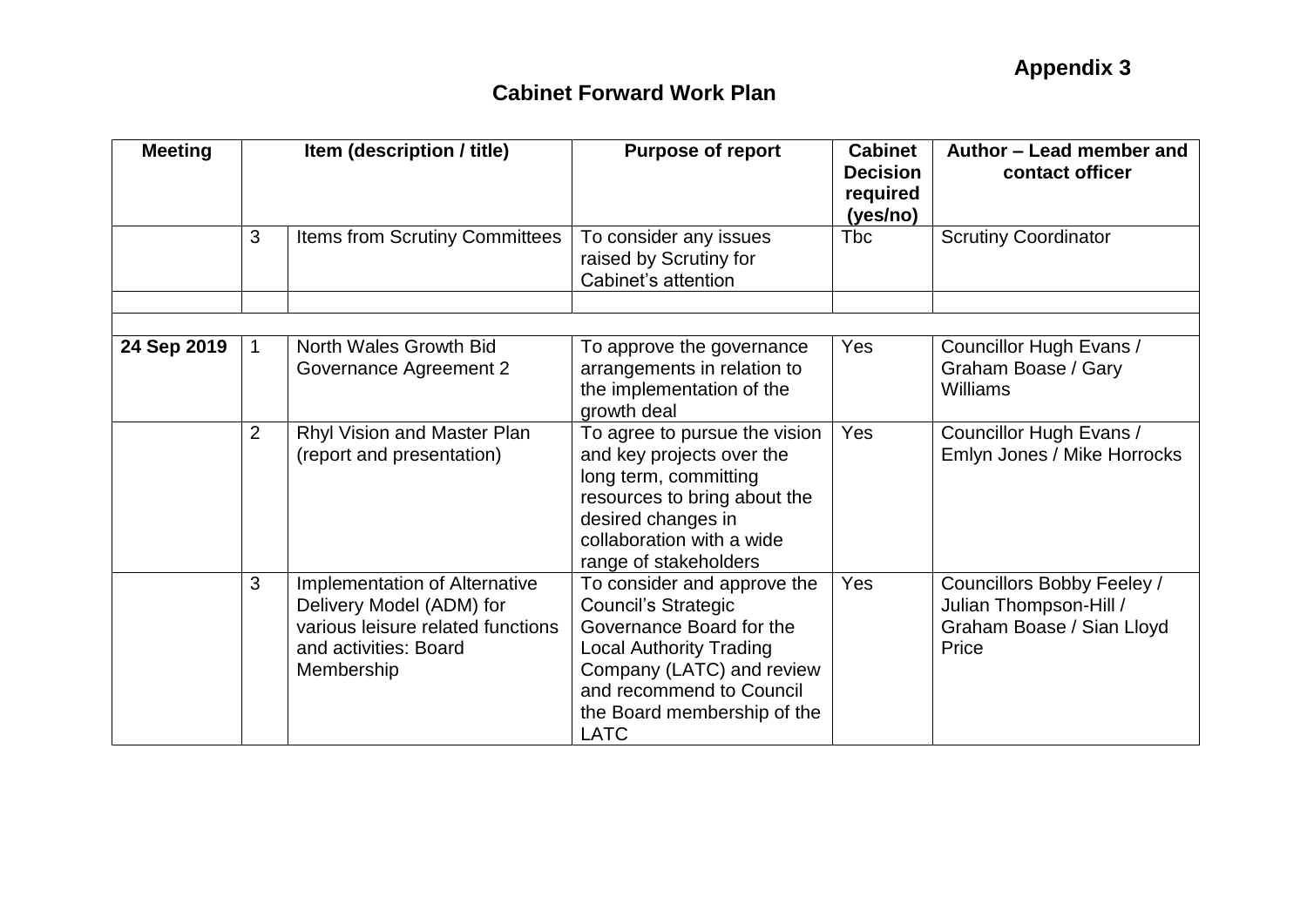**Appendix 3**

## Cabinet Forward Work Plan

| Meeting | Item (description / title) | | Purpose of report | Cabinet Decision required (yes/no) | Author – Lead member and contact officer |
|---|---|---|---|---|---|
| | 3 | Items from Scrutiny Committees | To consider any issues raised by Scrutiny for Cabinet's attention | Tbc | Scrutiny Coordinator |
| | | | | | |
| | | | | | |
| **24 Sep 2019** | 1 | North Wales Growth Bid Governance Agreement 2 | To approve the governance arrangements in relation to the implementation of the growth deal | Yes | Councillor Hugh Evans / Graham Boase / Gary Williams |
| | 2 | Rhyl Vision and Master Plan (report and presentation) | To agree to pursue the vision and key projects over the long term, committing resources to bring about the desired changes in collaboration with a wide range of stakeholders | Yes | Councillor Hugh Evans / Emlyn Jones / Mike Horrocks |
| | 3 | Implementation of Alternative Delivery Model (ADM) for various leisure related functions and activities: Board Membership | To consider and approve the Council's Strategic Governance Board for the Local Authority Trading Company (LATC) and review and recommend to Council the Board membership of the LATC | Yes | Councillors Bobby Feeley / Julian Thompson-Hill / Graham Boase / Sian Lloyd Price |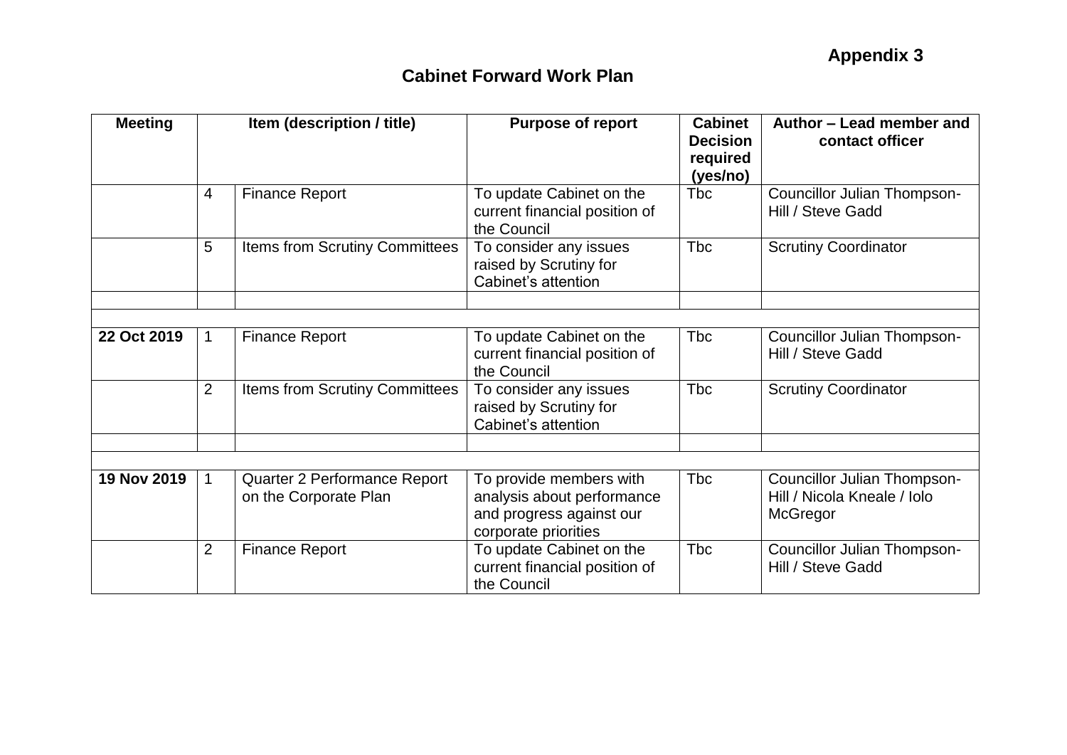**Appendix 3**

## Cabinet Forward Work Plan

| Meeting | Item (description / title) | | Purpose of report | Cabinet Decision required (yes/no) | Author – Lead member and contact officer |
|---|---|---|---|---|---|
| | 4 | Finance Report | To update Cabinet on the current financial position of the Council | Tbc | Councillor Julian Thompson-Hill / Steve Gadd |
| | 5 | Items from Scrutiny Committees | To consider any issues raised by Scrutiny for Cabinet's attention | Tbc | Scrutiny Coordinator |
| | | | | | |
| | | | | | |
| **22 Oct 2019** | 1 | Finance Report | To update Cabinet on the current financial position of the Council | Tbc | Councillor Julian Thompson-Hill / Steve Gadd |
| | 2 | Items from Scrutiny Committees | To consider any issues raised by Scrutiny for Cabinet's attention | Tbc | Scrutiny Coordinator |
| | | | | | |
| | | | | | |
| **19 Nov 2019** | 1 | Quarter 2 Performance Report on the Corporate Plan | To provide members with analysis about performance and progress against our corporate priorities | Tbc | Councillor Julian Thompson-Hill / Nicola Kneale / Iolo McGregor |
| | 2 | Finance Report | To update Cabinet on the current financial position of the Council | Tbc | Councillor Julian Thompson-Hill / Steve Gadd |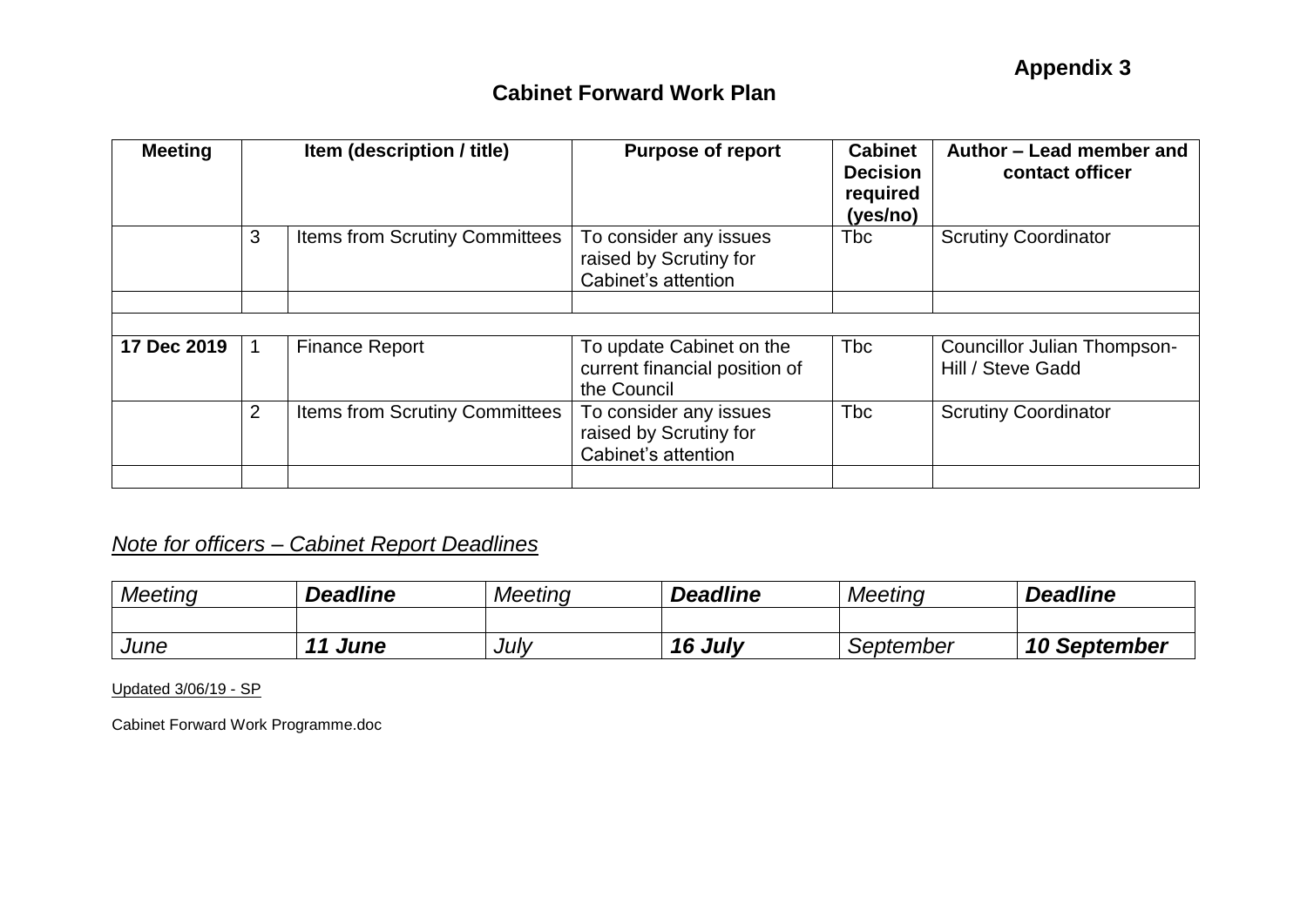# Appendix 3

## Cabinet Forward Work Plan

| Meeting | Item (description / title) | | Purpose of report | Cabinet Decision required (yes/no) | Author – Lead member and contact officer |
|---|---|---|---|---|---|
| | 3 | Items from Scrutiny Committees | To consider any issues raised by Scrutiny for Cabinet's attention | Tbc | Scrutiny Coordinator |
| | | | | | |
| | | | | | |
| **17 Dec 2019** | 1 | Finance Report | To update Cabinet on the current financial position of the Council | Tbc | Councillor Julian Thompson-Hill / Steve Gadd |
| | 2 | Items from Scrutiny Committees | To consider any issues raised by Scrutiny for Cabinet's attention | Tbc | Scrutiny Coordinator |
| | | | | | |

### *Note for officers – Cabinet Report Deadlines*

| *Meeting* | ***Deadline*** | *Meeting* | ***Deadline*** | *Meeting* | ***Deadline*** |
|---|---|---|---|---|---|
| | | | | | |
| *June* | ***11 June*** | *July* | ***16 July*** | *September* | ***10 September*** |

Updated 3/06/19 - SP

Cabinet Forward Work Programme.doc